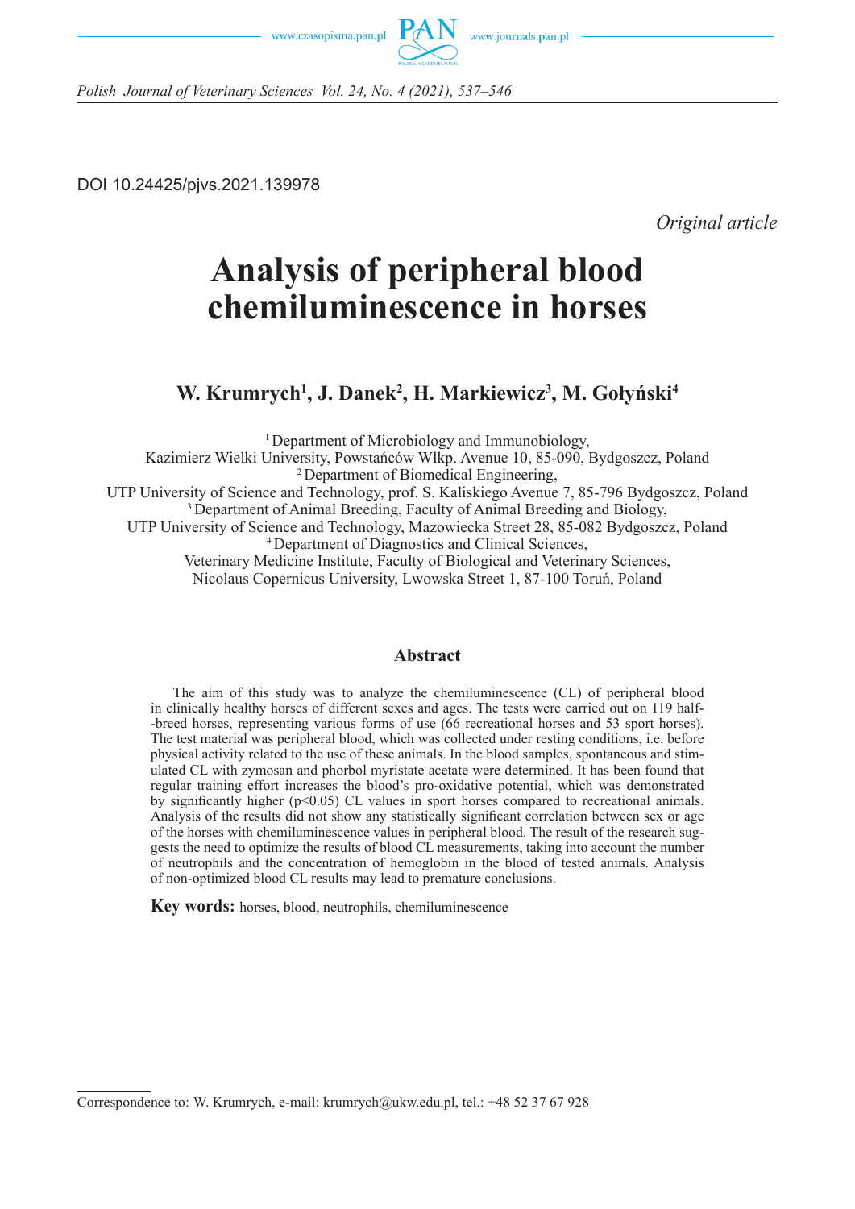DOI 10.24425/pjvs.2021.139978

*Original article*

# Analysis of peripheral blood chemiluminescence in horses

## W. Krumrych[1], J. Danek[2], H. Markiewicz[3], M. Gołyński[4]

[1] Department of Microbiology and Immunobiology, Kazimierz Wielki University, Powstańców Wlkp. Avenue 10, 85-090, Bydgoszcz, Poland
[2] Department of Biomedical Engineering, UTP University of Science and Technology, prof. S. Kaliskiego Avenue 7, 85-796 Bydgoszcz, Poland
[3] Department of Animal Breeding, Faculty of Animal Breeding and Biology, UTP University of Science and Technology, Mazowiecka Street 28, 85-082 Bydgoszcz, Poland
[4] Department of Diagnostics and Clinical Sciences, Veterinary Medicine Institute, Faculty of Biological and Veterinary Sciences, Nicolaus Copernicus University, Lwowska Street 1, 87-100 Toruń, Poland

### Abstract

The aim of this study was to analyze the chemiluminescence (CL) of peripheral blood in clinically healthy horses of different sexes and ages. The tests were carried out on 119 half-breed horses, representing various forms of use (66 recreational horses and 53 sport horses). The test material was peripheral blood, which was collected under resting conditions, i.e. before physical activity related to the use of these animals. In the blood samples, spontaneous and stimulated CL with zymosan and phorbol myristate acetate were determined. It has been found that regular training effort increases the blood's pro-oxidative potential, which was demonstrated by significantly higher ($p<0.05$) CL values in sport horses compared to recreational animals. Analysis of the results did not show any statistically significant correlation between sex or age of the horses with chemiluminescence values in peripheral blood. The result of the research suggests the need to optimize the results of blood CL measurements, taking into account the number of neutrophils and the concentration of hemoglobin in the blood of tested animals. Analysis of non-optimized blood CL results may lead to premature conclusions.

**Key words:** horses, blood, neutrophils, chemiluminescence

Correspondence to: W. Krumrych, e-mail: krumrych@ukw.edu.pl, tel.: +48 52 37 67 928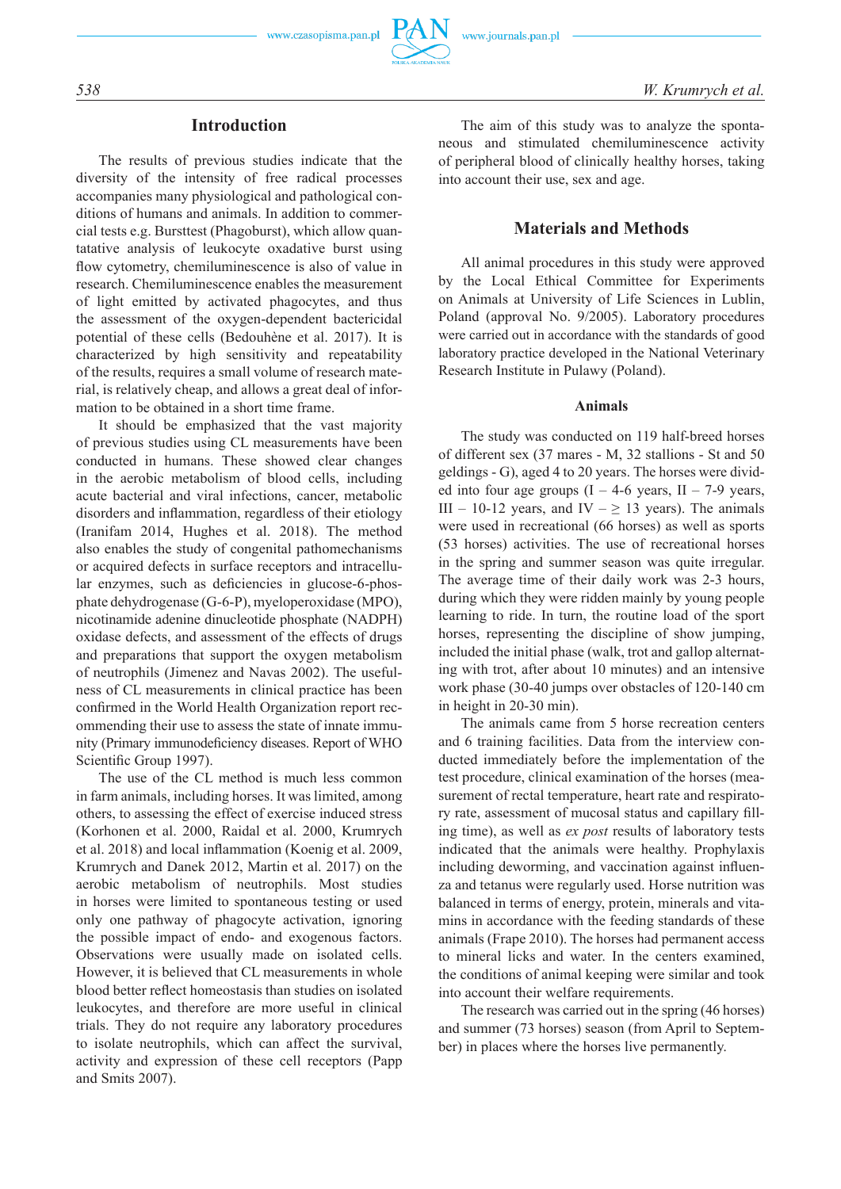## Introduction

The results of previous studies indicate that the diversity of the intensity of free radical processes accompanies many physiological and pathological conditions of humans and animals. In addition to commercial tests e.g. Bursttest (Phagoburst), which allow quantatative analysis of leukocyte oxadative burst using flow cytometry, chemiluminescence is also of value in research. Chemiluminescence enables the measurement of light emitted by activated phagocytes, and thus the assessment of the oxygen-dependent bactericidal potential of these cells (Bedouhène et al. 2017). It is characterized by high sensitivity and repeatability of the results, requires a small volume of research material, is relatively cheap, and allows a great deal of information to be obtained in a short time frame.

It should be emphasized that the vast majority of previous studies using CL measurements have been conducted in humans. These showed clear changes in the aerobic metabolism of blood cells, including acute bacterial and viral infections, cancer, metabolic disorders and inflammation, regardless of their etiology (Iranifam 2014, Hughes et al. 2018). The method also enables the study of congenital pathomechanisms or acquired defects in surface receptors and intracellular enzymes, such as deficiencies in glucose-6-phosphate dehydrogenase (G-6-P), myeloperoxidase (MPO), nicotinamide adenine dinucleotide phosphate (NADPH) oxidase defects, and assessment of the effects of drugs and preparations that support the oxygen metabolism of neutrophils (Jimenez and Navas 2002). The usefulness of CL measurements in clinical practice has been confirmed in the World Health Organization report recommending their use to assess the state of innate immunity (Primary immunodeficiency diseases. Report of WHO Scientific Group 1997).

The use of the CL method is much less common in farm animals, including horses. It was limited, among others, to assessing the effect of exercise induced stress (Korhonen et al. 2000, Raidal et al. 2000, Krumrych et al. 2018) and local inflammation (Koenig et al. 2009, Krumrych and Danek 2012, Martin et al. 2017) on the aerobic metabolism of neutrophils. Most studies in horses were limited to spontaneous testing or used only one pathway of phagocyte activation, ignoring the possible impact of endo- and exogenous factors. Observations were usually made on isolated cells. However, it is believed that CL measurements in whole blood better reflect homeostasis than studies on isolated leukocytes, and therefore are more useful in clinical trials. They do not require any laboratory procedures to isolate neutrophils, which can affect the survival, activity and expression of these cell receptors (Papp and Smits 2007).

The aim of this study was to analyze the spontaneous and stimulated chemiluminescence activity of peripheral blood of clinically healthy horses, taking into account their use, sex and age.

## Materials and Methods

All animal procedures in this study were approved by the Local Ethical Committee for Experiments on Animals at University of Life Sciences in Lublin, Poland (approval No. 9/2005). Laboratory procedures were carried out in accordance with the standards of good laboratory practice developed in the National Veterinary Research Institute in Pulawy (Poland).

### Animals

The study was conducted on 119 half-breed horses of different sex (37 mares - M, 32 stallions - St and 50 geldings - G), aged 4 to 20 years. The horses were divided into four age groups (I – 4-6 years, II – 7-9 years, III – 10-12 years, and IV – ≥ 13 years). The animals were used in recreational (66 horses) as well as sports (53 horses) activities. The use of recreational horses in the spring and summer season was quite irregular. The average time of their daily work was 2-3 hours, during which they were ridden mainly by young people learning to ride. In turn, the routine load of the sport horses, representing the discipline of show jumping, included the initial phase (walk, trot and gallop alternating with trot, after about 10 minutes) and an intensive work phase (30-40 jumps over obstacles of 120-140 cm in height in 20-30 min).

The animals came from 5 horse recreation centers and 6 training facilities. Data from the interview conducted immediately before the implementation of the test procedure, clinical examination of the horses (measurement of rectal temperature, heart rate and respiratory rate, assessment of mucosal status and capillary filling time), as well as *ex post* results of laboratory tests indicated that the animals were healthy. Prophylaxis including deworming, and vaccination against influenza and tetanus were regularly used. Horse nutrition was balanced in terms of energy, protein, minerals and vitamins in accordance with the feeding standards of these animals (Frape 2010). The horses had permanent access to mineral licks and water. In the centers examined, the conditions of animal keeping were similar and took into account their welfare requirements.

The research was carried out in the spring (46 horses) and summer (73 horses) season (from April to September) in places where the horses live permanently.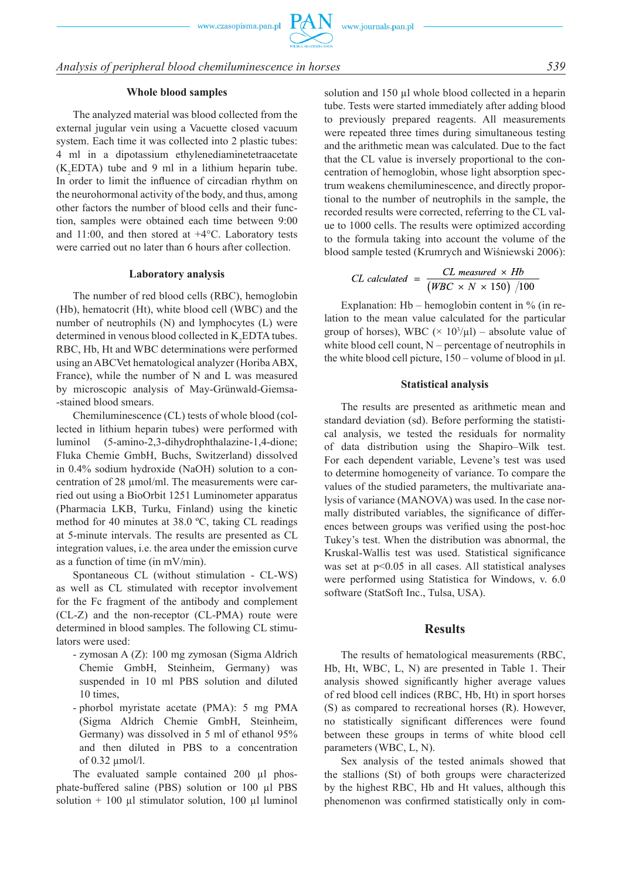### Whole blood samples

The analyzed material was blood collected from the external jugular vein using a Vacuette closed vacuum system. Each time it was collected into 2 plastic tubes: 4 ml in a dipotassium ethylenediaminetetraacetate ($K_2$EDTA) tube and 9 ml in a lithium heparin tube. In order to limit the influence of circadian rhythm on the neurohormonal activity of the body, and thus, among other factors the number of blood cells and their function, samples were obtained each time between 9:00 and 11:00, and then stored at +4°C. Laboratory tests were carried out no later than 6 hours after collection.

### Laboratory analysis

The number of red blood cells (RBC), hemoglobin (Hb), hematocrit (Ht), white blood cell (WBC) and the number of neutrophils (N) and lymphocytes (L) were determined in venous blood collected in $K_2$EDTA tubes. RBC, Hb, Ht and WBC determinations were performed using an ABCVet hematological analyzer (Horiba ABX, France), while the number of N and L was measured by microscopic analysis of May-Grünwald-Giemsa-stained blood smears.

Chemiluminescence (CL) tests of whole blood (collected in lithium heparin tubes) were performed with luminol (5-amino-2,3-dihydrophthalazine-1,4-dione; Fluka Chemie GmbH, Buchs, Switzerland) dissolved in 0.4% sodium hydroxide (NaOH) solution to a concentration of 28 µmol/ml. The measurements were carried out using a BioOrbit 1251 Luminometer apparatus (Pharmacia LKB, Turku, Finland) using the kinetic method for 40 minutes at 38.0 ºC, taking CL readings at 5-minute intervals. The results are presented as CL integration values, i.e. the area under the emission curve as a function of time (in mV/min).

Spontaneous CL (without stimulation - CL-WS) as well as CL stimulated with receptor involvement for the Fc fragment of the antibody and complement (CL-Z) and the non-receptor (CL-PMA) route were determined in blood samples. The following CL stimulators were used:

- zymosan A (Z): 100 mg zymosan (Sigma Aldrich Chemie GmbH, Steinheim, Germany) was suspended in 10 ml PBS solution and diluted 10 times,
- phorbol myristate acetate (PMA): 5 mg PMA (Sigma Aldrich Chemie GmbH, Steinheim, Germany) was dissolved in 5 ml of ethanol 95% and then diluted in PBS to a concentration of 0.32 µmol/l.

The evaluated sample contained 200 µl phosphate-buffered saline (PBS) solution or 100 µl PBS solution + 100 µl stimulator solution, 100 µl luminol solution and 150 µl whole blood collected in a heparin tube. Tests were started immediately after adding blood to previously prepared reagents. All measurements were repeated three times during simultaneous testing and the arithmetic mean was calculated. Due to the fact that the CL value is inversely proportional to the concentration of hemoglobin, whose light absorption spectrum weakens chemiluminescence, and directly proportional to the number of neutrophils in the sample, the recorded results were corrected, referring to the CL value to 1000 cells. The results were optimized according to the formula taking into account the volume of the blood sample tested (Krumrych and Wiśniewski 2006):

$$CL\ calculated = \frac{CL\ measured \times Hb}{(WBC \times N \times 150)\ /100}$$

Explanation: Hb – hemoglobin content in % (in relation to the mean value calculated for the particular group of horses), WBC ($\times 10^3$/µl) – absolute value of white blood cell count, N – percentage of neutrophils in the white blood cell picture, 150 – volume of blood in µl.

### Statistical analysis

The results are presented as arithmetic mean and standard deviation (sd). Before performing the statistical analysis, we tested the residuals for normality of data distribution using the Shapiro–Wilk test. For each dependent variable, Levene's test was used to determine homogeneity of variance. To compare the values of the studied parameters, the multivariate analysis of variance (MANOVA) was used. In the case normally distributed variables, the significance of differences between groups was verified using the post-hoc Tukey's test. When the distribution was abnormal, the Kruskal-Wallis test was used. Statistical significance was set at $p<0.05$ in all cases. All statistical analyses were performed using Statistica for Windows, v. 6.0 software (StatSoft Inc., Tulsa, USA).

## Results

The results of hematological measurements (RBC, Hb, Ht, WBC, L, N) are presented in Table 1. Their analysis showed significantly higher average values of red blood cell indices (RBC, Hb, Ht) in sport horses (S) as compared to recreational horses (R). However, no statistically significant differences were found between these groups in terms of white blood cell parameters (WBC, L, N).

Sex analysis of the tested animals showed that the stallions (St) of both groups were characterized by the highest RBC, Hb and Ht values, although this phenomenon was confirmed statistically only in com-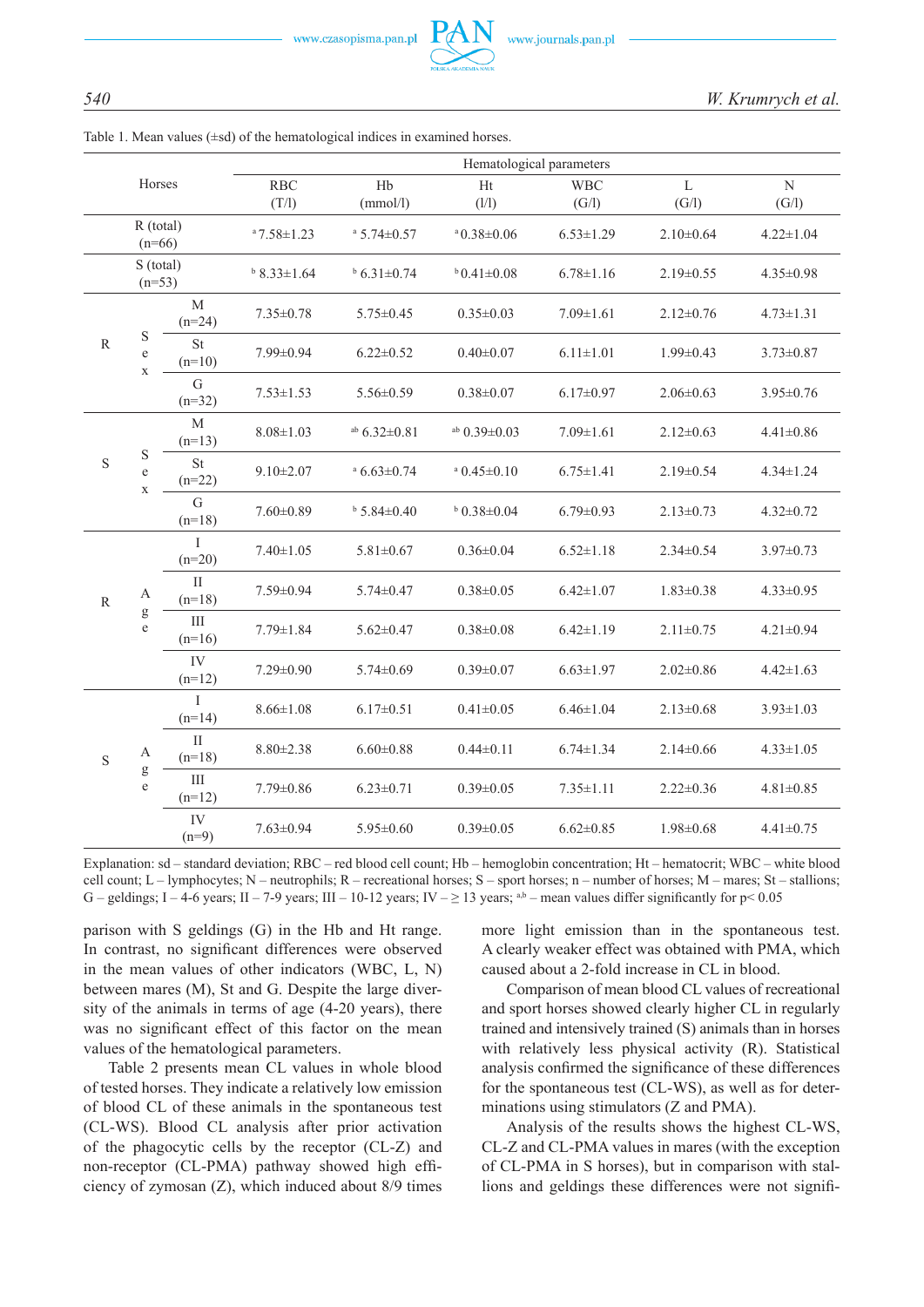Table 1. Mean values (±sd) of the hematological indices in examined horses.

| Horses | | | Hematological parameters | | | | | |
|---|---|---|---|---|---|---|---|---|
| | | | RBC (T/l) | Hb (mmol/l) | Ht (l/l) | WBC (G/l) | L (G/l) | N (G/l) |
| R (total) (n=66) | | | [a] 7.58±1.23 | [a] 5.74±0.57 | [a] 0.38±0.06 | 6.53±1.29 | 2.10±0.64 | 4.22±1.04 |
| S (total) (n=53) | | | [b] 8.33±1.64 | [b] 6.31±0.74 | [b] 0.41±0.08 | 6.78±1.16 | 2.19±0.55 | 4.35±0.98 |
| R | Sex | M (n=24) | 7.35±0.78 | 5.75±0.45 | 0.35±0.03 | 7.09±1.61 | 2.12±0.76 | 4.73±1.31 |
| | | St (n=10) | 7.99±0.94 | 6.22±0.52 | 0.40±0.07 | 6.11±1.01 | 1.99±0.43 | 3.73±0.87 |
| | | G (n=32) | 7.53±1.53 | 5.56±0.59 | 0.38±0.07 | 6.17±0.97 | 2.06±0.63 | 3.95±0.76 |
| S | Sex | M (n=13) | 8.08±1.03 | [ab] 6.32±0.81 | [ab] 0.39±0.03 | 7.09±1.61 | 2.12±0.63 | 4.41±0.86 |
| | | St (n=22) | 9.10±2.07 | [a] 6.63±0.74 | [a] 0.45±0.10 | 6.75±1.41 | 2.19±0.54 | 4.34±1.24 |
| | | G (n=18) | 7.60±0.89 | [b] 5.84±0.40 | [b] 0.38±0.04 | 6.79±0.93 | 2.13±0.73 | 4.32±0.72 |
| R | Age | I (n=20) | 7.40±1.05 | 5.81±0.67 | 0.36±0.04 | 6.52±1.18 | 2.34±0.54 | 3.97±0.73 |
| | | II (n=18) | 7.59±0.94 | 5.74±0.47 | 0.38±0.05 | 6.42±1.07 | 1.83±0.38 | 4.33±0.95 |
| | | III (n=16) | 7.79±1.84 | 5.62±0.47 | 0.38±0.08 | 6.42±1.19 | 2.11±0.75 | 4.21±0.94 |
| | | IV (n=12) | 7.29±0.90 | 5.74±0.69 | 0.39±0.07 | 6.63±1.97 | 2.02±0.86 | 4.42±1.63 |
| S | Age | I (n=14) | 8.66±1.08 | 6.17±0.51 | 0.41±0.05 | 6.46±1.04 | 2.13±0.68 | 3.93±1.03 |
| | | II (n=18) | 8.80±2.38 | 6.60±0.88 | 0.44±0.11 | 6.74±1.34 | 2.14±0.66 | 4.33±1.05 |
| | | III (n=12) | 7.79±0.86 | 6.23±0.71 | 0.39±0.05 | 7.35±1.11 | 2.22±0.36 | 4.81±0.85 |
| | | IV (n=9) | 7.63±0.94 | 5.95±0.60 | 0.39±0.05 | 6.62±0.85 | 1.98±0.68 | 4.41±0.75 |

Explanation: sd – standard deviation; RBC – red blood cell count; Hb – hemoglobin concentration; Ht – hematocrit; WBC – white blood cell count; L – lymphocytes; N – neutrophils; R – recreational horses; S – sport horses; n – number of horses; M – mares; St – stallions; G – geldings; I – 4-6 years; II – 7-9 years; III – 10-12 years; IV – ≥ 13 years; [a,b] – mean values differ significantly for $p < 0.05$

parison with S geldings (G) in the Hb and Ht range. In contrast, no significant differences were observed in the mean values of other indicators (WBC, L, N) between mares (M), St and G. Despite the large diversity of the animals in terms of age (4-20 years), there was no significant effect of this factor on the mean values of the hematological parameters.

Table 2 presents mean CL values in whole blood of tested horses. They indicate a relatively low emission of blood CL of these animals in the spontaneous test (CL-WS). Blood CL analysis after prior activation of the phagocytic cells by the receptor (CL-Z) and non-receptor (CL-PMA) pathway showed high efficiency of zymosan (Z), which induced about 8/9 times more light emission than in the spontaneous test. A clearly weaker effect was obtained with PMA, which caused about a 2-fold increase in CL in blood.

Comparison of mean blood CL values of recreational and sport horses showed clearly higher CL in regularly trained and intensively trained (S) animals than in horses with relatively less physical activity (R). Statistical analysis confirmed the significance of these differences for the spontaneous test (CL-WS), as well as for determinations using stimulators (Z and PMA).

Analysis of the results shows the highest CL-WS, CL-Z and CL-PMA values in mares (with the exception of CL-PMA in S horses), but in comparison with stallions and geldings these differences were not signifi-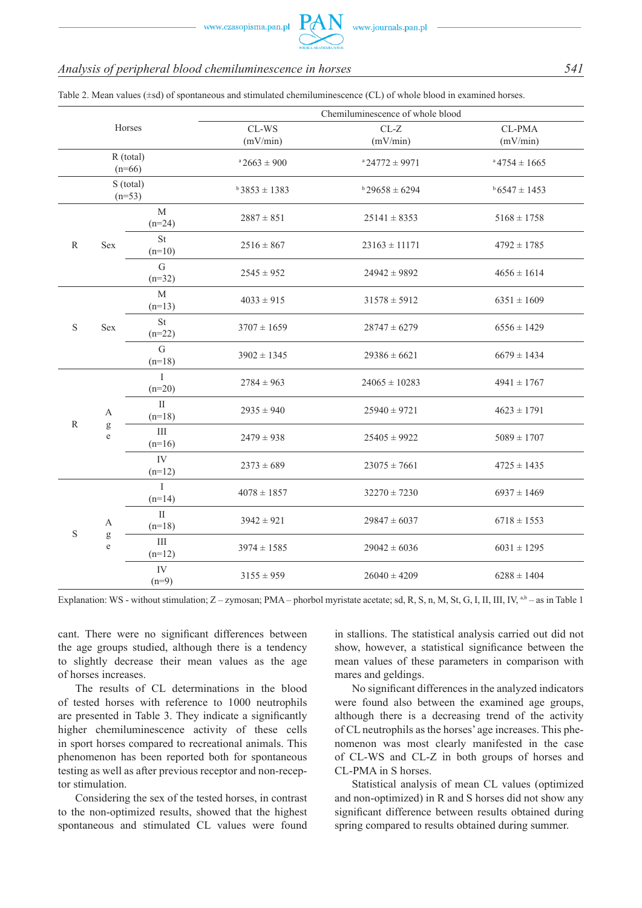Table 2. Mean values (±sd) of spontaneous and stimulated chemiluminescence (CL) of whole blood in examined horses.

| Horses | | | Chemiluminescence of whole blood | | |
|---|---|---|---|---|---|
| | | | CL-WS (mV/min) | CL-Z (mV/min) | CL-PMA (mV/min) |
| R (total) (n=66) | | | [a]2663 ± 900 | [a]24772 ± 9971 | [a]4754 ± 1665 |
| S (total) (n=53) | | | [b]3853 ± 1383 | [b]29658 ± 6294 | [b]6547 ± 1453 |
| R | Sex | M (n=24) | 2887 ± 851 | 25141 ± 8353 | 5168 ± 1758 |
| | | St (n=10) | 2516 ± 867 | 23163 ± 11171 | 4792 ± 1785 |
| | | G (n=32) | 2545 ± 952 | 24942 ± 9892 | 4656 ± 1614 |
| S | Sex | M (n=13) | 4033 ± 915 | 31578 ± 5912 | 6351 ± 1609 |
| | | St (n=22) | 3707 ± 1659 | 28747 ± 6279 | 6556 ± 1429 |
| | | G (n=18) | 3902 ± 1345 | 29386 ± 6621 | 6679 ± 1434 |
| R | Age | I (n=20) | 2784 ± 963 | 24065 ± 10283 | 4941 ± 1767 |
| | | II (n=18) | 2935 ± 940 | 25940 ± 9721 | 4623 ± 1791 |
| | | III (n=16) | 2479 ± 938 | 25405 ± 9922 | 5089 ± 1707 |
| | | IV (n=12) | 2373 ± 689 | 23075 ± 7661 | 4725 ± 1435 |
| S | Age | I (n=14) | 4078 ± 1857 | 32270 ± 7230 | 6937 ± 1469 |
| | | II (n=18) | 3942 ± 921 | 29847 ± 6037 | 6718 ± 1553 |
| | | III (n=12) | 3974 ± 1585 | 29042 ± 6036 | 6031 ± 1295 |
| | | IV (n=9) | 3155 ± 959 | 26040 ± 4209 | 6288 ± 1404 |

Explanation: WS - without stimulation; Z – zymosan; PMA – phorbol myristate acetate; sd, R, S, n, M, St, G, I, II, III, IV, [a,b] – as in Table 1

cant. There were no significant differences between the age groups studied, although there is a tendency to slightly decrease their mean values as the age of horses increases.

The results of CL determinations in the blood of tested horses with reference to 1000 neutrophils are presented in Table 3. They indicate a significantly higher chemiluminescence activity of these cells in sport horses compared to recreational animals. This phenomenon has been reported both for spontaneous testing as well as after previous receptor and non-receptor stimulation.

Considering the sex of the tested horses, in contrast to the non-optimized results, showed that the highest spontaneous and stimulated CL values were found in stallions. The statistical analysis carried out did not show, however, a statistical significance between the mean values of these parameters in comparison with mares and geldings.

No significant differences in the analyzed indicators were found also between the examined age groups, although there is a decreasing trend of the activity of CL neutrophils as the horses' age increases. This phenomenon was most clearly manifested in the case of CL-WS and CL-Z in both groups of horses and CL-PMA in S horses.

Statistical analysis of mean CL values (optimized and non-optimized) in R and S horses did not show any significant difference between results obtained during spring compared to results obtained during summer.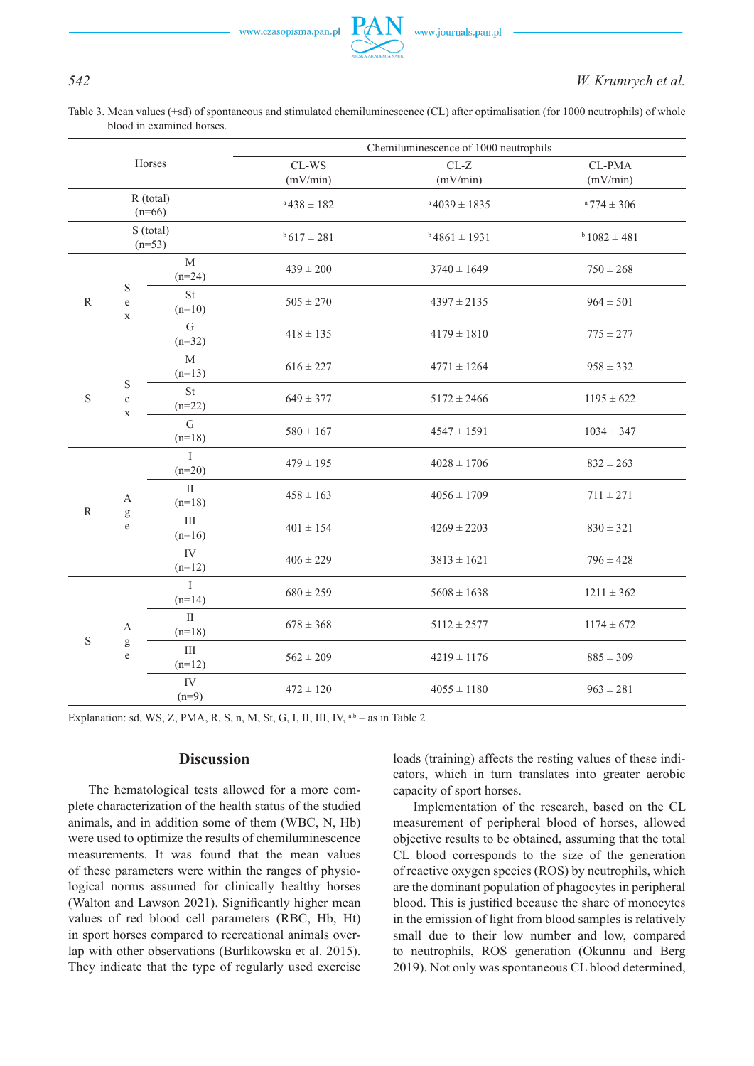Table 3. Mean values (±sd) of spontaneous and stimulated chemiluminescence (CL) after optimalisation (for 1000 neutrophils) of whole blood in examined horses.

| Horses | | | Chemiluminescence of 1000 neutrophils | | |
|---|---|---|---|---|---|
| | | | CL-WS (mV/min) | CL-Z (mV/min) | CL-PMA (mV/min) |
| R (total) (n=66) | | | [a]438 ± 182 | [a]4039 ± 1835 | [a]774 ± 306 |
| S (total) (n=53) | | | [b]617 ± 281 | [b]4861 ± 1931 | [b]1082 ± 481 |
| R | Sex | M (n=24) | 439 ± 200 | 3740 ± 1649 | 750 ± 268 |
| | | St (n=10) | 505 ± 270 | 4397 ± 2135 | 964 ± 501 |
| | | G (n=32) | 418 ± 135 | 4179 ± 1810 | 775 ± 277 |
| S | Sex | M (n=13) | 616 ± 227 | 4771 ± 1264 | 958 ± 332 |
| | | St (n=22) | 649 ± 377 | 5172 ± 2466 | 1195 ± 622 |
| | | G (n=18) | 580 ± 167 | 4547 ± 1591 | 1034 ± 347 |
| R | Age | I (n=20) | 479 ± 195 | 4028 ± 1706 | 832 ± 263 |
| | | II (n=18) | 458 ± 163 | 4056 ± 1709 | 711 ± 271 |
| | | III (n=16) | 401 ± 154 | 4269 ± 2203 | 830 ± 321 |
| | | IV (n=12) | 406 ± 229 | 3813 ± 1621 | 796 ± 428 |
| S | Age | I (n=14) | 680 ± 259 | 5608 ± 1638 | 1211 ± 362 |
| | | II (n=18) | 678 ± 368 | 5112 ± 2577 | 1174 ± 672 |
| | | III (n=12) | 562 ± 209 | 4219 ± 1176 | 885 ± 309 |
| | | IV (n=9) | 472 ± 120 | 4055 ± 1180 | 963 ± 281 |

Explanation: sd, WS, Z, PMA, R, S, n, M, St, G, I, II, III, IV, [a,b] – as in Table 2

## Discussion

The hematological tests allowed for a more complete characterization of the health status of the studied animals, and in addition some of them (WBC, N, Hb) were used to optimize the results of chemiluminescence measurements. It was found that the mean values of these parameters were within the ranges of physiological norms assumed for clinically healthy horses (Walton and Lawson 2021). Significantly higher mean values of red blood cell parameters (RBC, Hb, Ht) in sport horses compared to recreational animals overlap with other observations (Burlikowska et al. 2015). They indicate that the type of regularly used exercise loads (training) affects the resting values of these indicators, which in turn translates into greater aerobic capacity of sport horses.

Implementation of the research, based on the CL measurement of peripheral blood of horses, allowed objective results to be obtained, assuming that the total CL blood corresponds to the size of the generation of reactive oxygen species (ROS) by neutrophils, which are the dominant population of phagocytes in peripheral blood. This is justified because the share of monocytes in the emission of light from blood samples is relatively small due to their low number and low, compared to neutrophils, ROS generation (Okunnu and Berg 2019). Not only was spontaneous CL blood determined,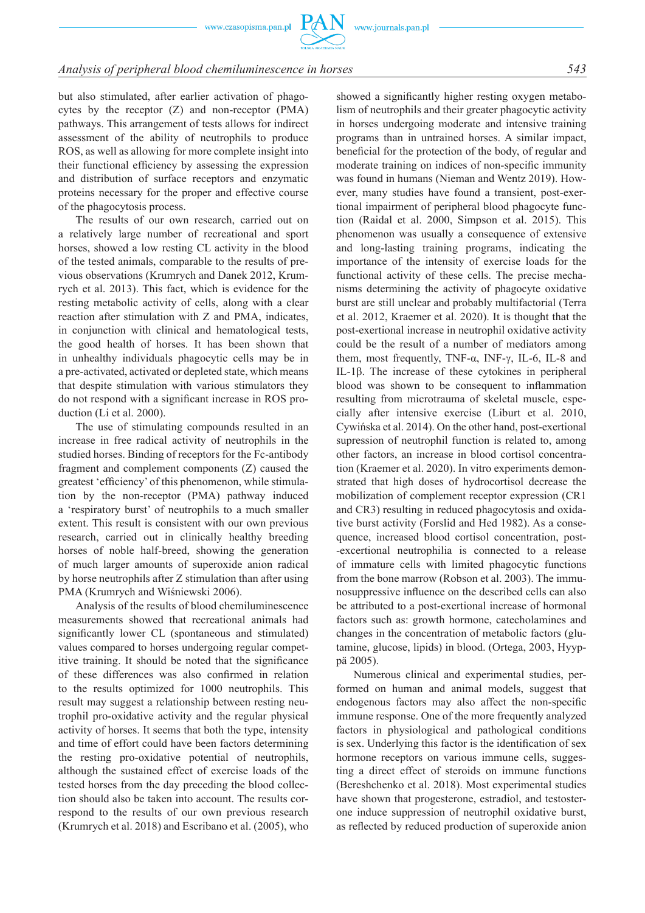but also stimulated, after earlier activation of phagocytes by the receptor (Z) and non-receptor (PMA) pathways. This arrangement of tests allows for indirect assessment of the ability of neutrophils to produce ROS, as well as allowing for more complete insight into their functional efficiency by assessing the expression and distribution of surface receptors and enzymatic proteins necessary for the proper and effective course of the phagocytosis process.

The results of our own research, carried out on a relatively large number of recreational and sport horses, showed a low resting CL activity in the blood of the tested animals, comparable to the results of previous observations (Krumrych and Danek 2012, Krumrych et al. 2013). This fact, which is evidence for the resting metabolic activity of cells, along with a clear reaction after stimulation with Z and PMA, indicates, in conjunction with clinical and hematological tests, the good health of horses. It has been shown that in unhealthy individuals phagocytic cells may be in a pre-activated, activated or depleted state, which means that despite stimulation with various stimulators they do not respond with a significant increase in ROS production (Li et al. 2000).

The use of stimulating compounds resulted in an increase in free radical activity of neutrophils in the studied horses. Binding of receptors for the Fc-antibody fragment and complement components (Z) caused the greatest 'efficiency' of this phenomenon, while stimulation by the non-receptor (PMA) pathway induced a 'respiratory burst' of neutrophils to a much smaller extent. This result is consistent with our own previous research, carried out in clinically healthy breeding horses of noble half-breed, showing the generation of much larger amounts of superoxide anion radical by horse neutrophils after Z stimulation than after using PMA (Krumrych and Wiśniewski 2006).

Analysis of the results of blood chemiluminescence measurements showed that recreational animals had significantly lower CL (spontaneous and stimulated) values compared to horses undergoing regular competitive training. It should be noted that the significance of these differences was also confirmed in relation to the results optimized for 1000 neutrophils. This result may suggest a relationship between resting neutrophil pro-oxidative activity and the regular physical activity of horses. It seems that both the type, intensity and time of effort could have been factors determining the resting pro-oxidative potential of neutrophils, although the sustained effect of exercise loads of the tested horses from the day preceding the blood collection should also be taken into account. The results correspond to the results of our own previous research (Krumrych et al. 2018) and Escribano et al. (2005), who showed a significantly higher resting oxygen metabolism of neutrophils and their greater phagocytic activity in horses undergoing moderate and intensive training programs than in untrained horses. A similar impact, beneficial for the protection of the body, of regular and moderate training on indices of non-specific immunity was found in humans (Nieman and Wentz 2019). However, many studies have found a transient, post-exertional impairment of peripheral blood phagocyte function (Raidal et al. 2000, Simpson et al. 2015). This phenomenon was usually a consequence of extensive and long-lasting training programs, indicating the importance of the intensity of exercise loads for the functional activity of these cells. The precise mechanisms determining the activity of phagocyte oxidative burst are still unclear and probably multifactorial (Terra et al. 2012, Kraemer et al. 2020). It is thought that the post-exertional increase in neutrophil oxidative activity could be the result of a number of mediators among them, most frequently, TNF-α, INF-γ, IL-6, IL-8 and IL-1β. The increase of these cytokines in peripheral blood was shown to be consequent to inflammation resulting from microtrauma of skeletal muscle, especially after intensive exercise (Liburt et al. 2010, Cywińska et al. 2014). On the other hand, post-exertional supression of neutrophil function is related to, among other factors, an increase in blood cortisol concentration (Kraemer et al. 2020). In vitro experiments demonstrated that high doses of hydrocortisol decrease the mobilization of complement receptor expression (CR1 and CR3) resulting in reduced phagocytosis and oxidative burst activity (Forslid and Hed 1982). As a consequence, increased blood cortisol concentration, post-exertional neutrophilia is connected to a release of immature cells with limited phagocytic functions from the bone marrow (Robson et al. 2003). The immunosuppressive influence on the described cells can also be attributed to a post-exertional increase of hormonal factors such as: growth hormone, catecholamines and changes in the concentration of metabolic factors (glutamine, glucose, lipids) in blood. (Ortega, 2003, Hyyppä 2005).

Numerous clinical and experimental studies, performed on human and animal models, suggest that endogenous factors may also affect the non-specific immune response. One of the more frequently analyzed factors in physiological and pathological conditions is sex. Underlying this factor is the identification of sex hormone receptors on various immune cells, suggesting a direct effect of steroids on immune functions (Bereshchenko et al. 2018). Most experimental studies have shown that progesterone, estradiol, and testosterone induce suppression of neutrophil oxidative burst, as reflected by reduced production of superoxide anion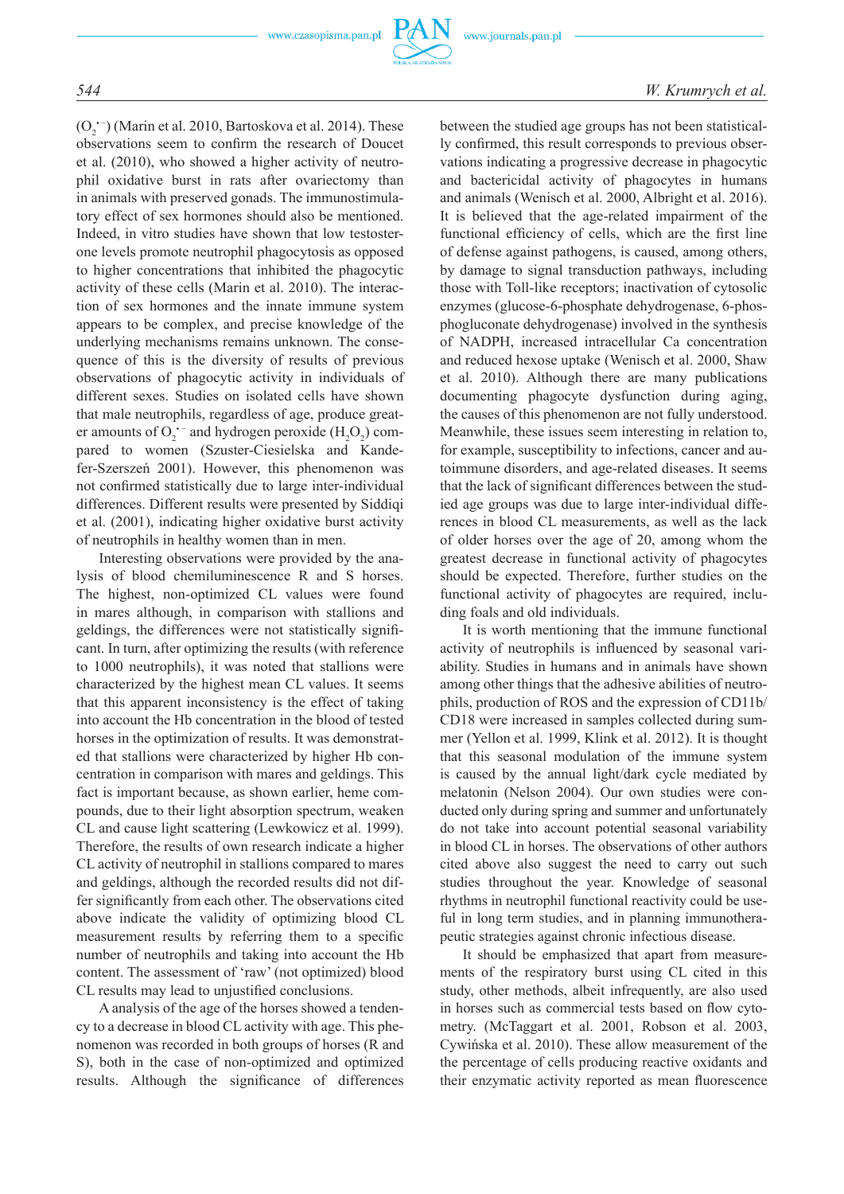($O_2^{\bullet -}$) (Marin et al. 2010, Bartoskova et al. 2014). These observations seem to confirm the research of Doucet et al. (2010), who showed a higher activity of neutrophil oxidative burst in rats after ovariectomy than in animals with preserved gonads. The immunostimulatory effect of sex hormones should also be mentioned. Indeed, in vitro studies have shown that low testosterone levels promote neutrophil phagocytosis as opposed to higher concentrations that inhibited the phagocytic activity of these cells (Marin et al. 2010). The interaction of sex hormones and the innate immune system appears to be complex, and precise knowledge of the underlying mechanisms remains unknown. The consequence of this is the diversity of results of previous observations of phagocytic activity in individuals of different sexes. Studies on isolated cells have shown that male neutrophils, regardless of age, produce greater amounts of $O_2^{\bullet -}$ and hydrogen peroxide ($H_2O_2$) compared to women (Szuster-Ciesielska and Kandefer-Szerszeń 2001). However, this phenomenon was not confirmed statistically due to large inter-individual differences. Different results were presented by Siddiqi et al. (2001), indicating higher oxidative burst activity of neutrophils in healthy women than in men.

Interesting observations were provided by the analysis of blood chemiluminescence R and S horses. The highest, non-optimized CL values were found in mares although, in comparison with stallions and geldings, the differences were not statistically significant. In turn, after optimizing the results (with reference to 1000 neutrophils), it was noted that stallions were characterized by the highest mean CL values. It seems that this apparent inconsistency is the effect of taking into account the Hb concentration in the blood of tested horses in the optimization of results. It was demonstrated that stallions were characterized by higher Hb concentration in comparison with mares and geldings. This fact is important because, as shown earlier, heme compounds, due to their light absorption spectrum, weaken CL and cause light scattering (Lewkowicz et al. 1999). Therefore, the results of own research indicate a higher CL activity of neutrophil in stallions compared to mares and geldings, although the recorded results did not differ significantly from each other. The observations cited above indicate the validity of optimizing blood CL measurement results by referring them to a specific number of neutrophils and taking into account the Hb content. The assessment of 'raw' (not optimized) blood CL results may lead to unjustified conclusions.

A analysis of the age of the horses showed a tendency to a decrease in blood CL activity with age. This phenomenon was recorded in both groups of horses (R and S), both in the case of non-optimized and optimized results. Although the significance of differences between the studied age groups has not been statistically confirmed, this result corresponds to previous observations indicating a progressive decrease in phagocytic and bactericidal activity of phagocytes in humans and animals (Wenisch et al. 2000, Albright et al. 2016). It is believed that the age-related impairment of the functional efficiency of cells, which are the first line of defense against pathogens, is caused, among others, by damage to signal transduction pathways, including those with Toll-like receptors; inactivation of cytosolic enzymes (glucose-6-phosphate dehydrogenase, 6-phosphogluconate dehydrogenase) involved in the synthesis of NADPH, increased intracellular Ca concentration and reduced hexose uptake (Wenisch et al. 2000, Shaw et al. 2010). Although there are many publications documenting phagocyte dysfunction during aging, the causes of this phenomenon are not fully understood. Meanwhile, these issues seem interesting in relation to, for example, susceptibility to infections, cancer and autoimmune disorders, and age-related diseases. It seems that the lack of significant differences between the studied age groups was due to large inter-individual differences in blood CL measurements, as well as the lack of older horses over the age of 20, among whom the greatest decrease in functional activity of phagocytes should be expected. Therefore, further studies on the functional activity of phagocytes are required, including foals and old individuals.

It is worth mentioning that the immune functional activity of neutrophils is influenced by seasonal variability. Studies in humans and in animals have shown among other things that the adhesive abilities of neutrophils, production of ROS and the expression of CD11b/CD18 were increased in samples collected during summer (Yellon et al. 1999, Klink et al. 2012). It is thought that this seasonal modulation of the immune system is caused by the annual light/dark cycle mediated by melatonin (Nelson 2004). Our own studies were conducted only during spring and summer and unfortunately do not take into account potential seasonal variability in blood CL in horses. The observations of other authors cited above also suggest the need to carry out such studies throughout the year. Knowledge of seasonal rhythms in neutrophil functional reactivity could be useful in long term studies, and in planning immunotherapeutic strategies against chronic infectious disease.

It should be emphasized that apart from measurements of the respiratory burst using CL cited in this study, other methods, albeit infrequently, are also used in horses such as commercial tests based on flow cytometry. (McTaggart et al. 2001, Robson et al. 2003, Cywińska et al. 2010). These allow measurement of the the percentage of cells producing reactive oxidants and their enzymatic activity reported as mean fluorescence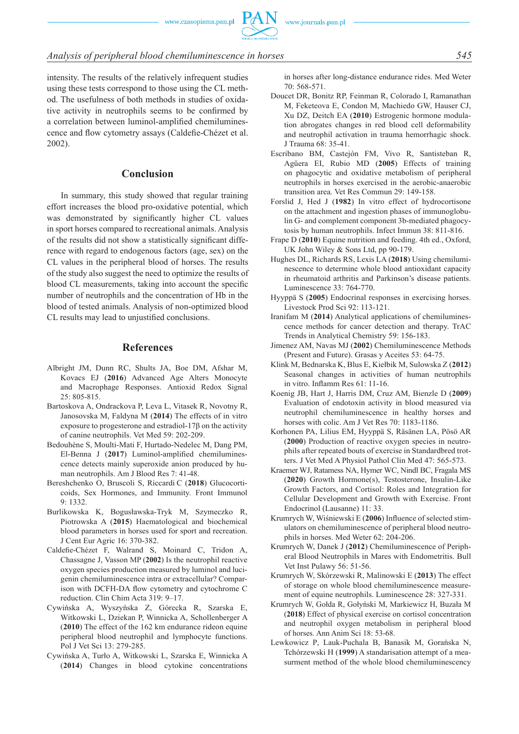intensity. The results of the relatively infrequent studies using these tests correspond to those using the CL method. The usefulness of both methods in studies of oxidative activity in neutrophils seems to be confirmed by a correlation between luminol-amplified chemiluminescence and flow cytometry assays (Caldefie-Chézet et al. 2002).

## Conclusion

In summary, this study showed that regular training effort increases the blood pro-oxidative potential, which was demonstrated by significantly higher CL values in sport horses compared to recreational animals. Analysis of the results did not show a statistically significant difference with regard to endogenous factors (age, sex) on the CL values in the peripheral blood of horses. The results of the study also suggest the need to optimize the results of blood CL measurements, taking into account the specific number of neutrophils and the concentration of Hb in the blood of tested animals. Analysis of non-optimized blood CL results may lead to unjustified conclusions.

## References

Albright JM, Dunn RC, Shults JA, Boe DM, Afshar M, Kovacs EJ (**2016**) Advanced Age Alters Monocyte and Macrophage Responses. Antioxid Redox Signal 25: 805-815.

Bartoskova A, Ondrackova P, Leva L, Vitasek R, Novotny R, Janosovska M, Faldyna M (**2014**) The effects of in vitro exposure to progesterone and estradiol-17β on the activity of canine neutrophils. Vet Med 59: 202-209.

Bedouhène S, Moulti-Mati F, Hurtado-Nedelec M, Dang PM, El-Benna J (**2017**) Luminol-amplified chemiluminescence detects mainly superoxide anion produced by human neutrophils. Am J Blood Res 7: 41-48.

Bereshchenko O, Bruscoli S, Riccardi C (**2018**) Glucocorticoids, Sex Hormones, and Immunity. Front Immunol 9: 1332.

Burlikowska K, Bogusławska-Tryk M, Szymeczko R, Piotrowska A (**2015**) Haematological and biochemical blood parameters in horses used for sport and recreation. J Cent Eur Agric 16: 370-382.

Caldefie-Chézet F, Walrand S, Moinard C, Tridon A, Chassagne J, Vasson MP (**2002**) Is the neutrophil reactive oxygen species production measured by luminol and lucigenin chemiluminescence intra or extracellular? Comparison with DCFH-DA flow cytometry and cytochrome C reduction. Clin Chim Acta 319: 9–17.

Cywińska A, Wyszyńska Z, Górecka R, Szarska E, Witkowski L, Dziekan P, Winnicka A, Schollenberger A (**2010**) The effect of the 162 km endurance rideon equine peripheral blood neutrophil and lymphocyte functions. Pol J Vet Sci 13: 279-285.

Cywińska A, Turło A, Witkowski L, Szarska E, Winnicka A (**2014**) Changes in blood cytokine concentrations in horses after long-distance endurance rides. Med Weter 70: 568-571.

Doucet DR, Bonitz RP, Feinman R, Colorado I, Ramanathan M, Feketeova E, Condon M, Machiedo GW, Hauser CJ, Xu DZ, Deitch EA (**2010**) Estrogenic hormone modulation abrogates changes in red blood cell deformability and neutrophil activation in trauma hemorrhagic shock. J Trauma 68: 35-41.

Escribano BM, Castejón FM, Vivo R, Santisteban R, Agűera EI, Rubio MD (**2005**) Effects of training on phagocytic and oxidative metabolism of peripheral neutrophils in horses exercised in the aerobic-anaerobic transition area. Vet Res Commun 29: 149-158.

Forslid J, Hed J (**1982**) In vitro effect of hydrocortisone on the attachment and ingestion phases of immunoglobulin G- and complement component 3b-mediated phagocytosis by human neutrophils. Infect Immun 38: 811-816.

Frape D (**2010**) Equine nutrition and feeding. 4th ed., Oxford, UK John Wiley & Sons Ltd, pp 90-179.

Hughes DL, Richards RS, Lexis LA (**2018**) Using chemiluminescence to determine whole blood antioxidant capacity in rheumatoid arthritis and Parkinson's disease patients. Luminescence 33: 764-770.

Hyyppä S (**2005**) Endocrinal responses in exercising horses. Livestock Prod Sci 92: 113-121.

Iranifam M (**2014**) Analytical applications of chemiluminescence methods for cancer detection and therapy. TrAC Trends in Analytical Chemistry 59: 156-183.

Jimenez AM, Navas MJ (**2002**) Chemiluminescence Methods (Present and Future). Grasas y Aceites 53: 64-75.

Klink M, Bednarska K, Blus E, Kiełbik M, Sulowska Z (**2012**) Seasonal changes in activities of human neutrophils in vitro. Inflamm Res 61: 11-16.

Koenig JB, Hart J, Harris DM, Cruz AM, Bienzle D (**2009**) Evaluation of endotoxin activity in blood measured via neutrophil chemiluminescence in healthy horses and horses with colic. Am J Vet Res 70: 1183-1186.

Korhonen PA, Lilius EM, Hyyppä S, Räsänen LA, Pösö AR (**2000**) Production of reactive oxygen species in neutrophils after repeated bouts of exercise in Standardbred trotters. J Vet Med A Physiol Pathol Clin Med 47: 565-573.

Kraemer WJ, Ratamess NA, Hymer WC, Nindl BC, Fragala MS (**2020**) Growth Hormone(s), Testosterone, Insulin-Like Growth Factors, and Cortisol: Roles and Integration for Cellular Development and Growth with Exercise. Front Endocrinol (Lausanne) 11: 33.

Krumrych W, Wiśniewski E (**2006**) Influence of selected stimulators on chemiluminescence of peripheral blood neutrophils in horses. Med Weter 62: 204-206.

Krumrych W, Danek J (**2012**) Chemiluminescence of Peripheral Blood Neutrophils in Mares with Endometritis. Bull Vet Inst Pulawy 56: 51-56.

Krumrych W, Skórzewski R, Malinowski E (**2013**) The effect of storage on whole blood chemiluminescence measurement of equine neutrophils. Luminescence 28: 327-331.

Krumrych W, Gołda R, Gołyński M, Markiewicz H, Buzała M (**2018**) Effect of physical exercise on cortisol concentration and neutrophil oxygen metabolism in peripheral blood of horses. Ann Anim Sci 18: 53-68.

Lewkowicz P, Lauk-Puchala B, Banasik M, Gorańska N, Tchórzewski H (**1999**) A standarisation attempt of a measurment method of the whole blood chemiluminescency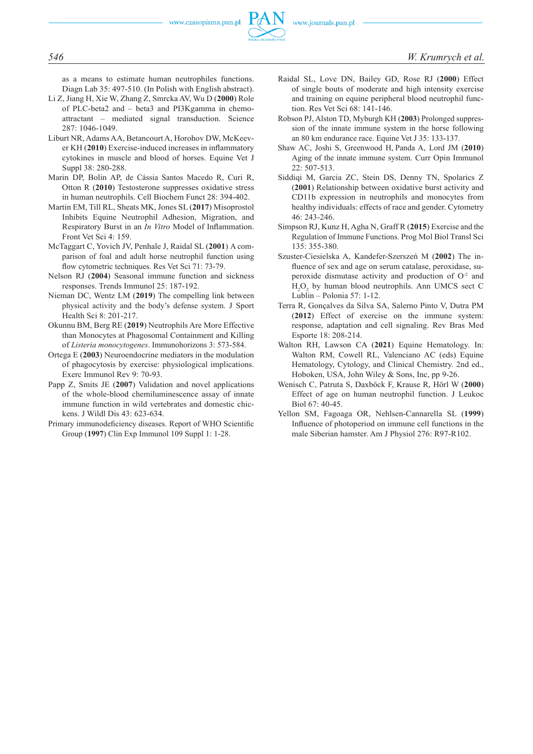as a means to estimate human neutrophiles functions. Diagn Lab 35: 497-510. (In Polish with English abstract).

Li Z, Jiang H, Xie W, Zhang Z, Smrcka AV, Wu D (**2000**) Role of PLC-beta2 and – beta3 and PI3Kgamma in chemoattractant – mediated signal transduction. Science 287: 1046-1049.

Liburt NR, Adams AA, Betancourt A, Horohov DW, McKeever KH (**2010**) Exercise-induced increases in inflammatory cytokines in muscle and blood of horses. Equine Vet J Suppl 38: 280-288.

Marin DP, Bolin AP, de Cássia Santos Macedo R, Curi R, Otton R (**2010**) Testosterone suppresses oxidative stress in human neutrophils. Cell Biochem Funct 28: 394-402.

Martin EM, Till RL, Sheats MK, Jones SL (**2017**) Misoprostol Inhibits Equine Neutrophil Adhesion, Migration, and Respiratory Burst in an *In Vitro* Model of Inflammation. Front Vet Sci 4: 159.

McTaggart C, Yovich JV, Penhale J, Raidal SL (**2001**) A comparison of foal and adult horse neutrophil function using flow cytometric techniques. Res Vet Sci 71: 73-79.

Nelson RJ (**2004**) Seasonal immune function and sickness responses. Trends Immunol 25: 187-192.

Nieman DC, Wentz LM (**2019**) The compelling link between physical activity and the body's defense system. J Sport Health Sci 8: 201-217.

Okunnu BM, Berg RE (**2019**) Neutrophils Are More Effective than Monocytes at Phagosomal Containment and Killing of *Listeria monocytogenes*. Immunohorizons 3: 573-584.

Ortega E (**2003**) Neuroendocrine mediators in the modulation of phagocytosis by exercise: physiological implications. Exerc Immunol Rev 9: 70-93.

Papp Z, Smits JE (**2007**) Validation and novel applications of the whole-blood chemiluminescence assay of innate immune function in wild vertebrates and domestic chickens. J Wildl Dis 43: 623-634.

Primary immunodeficiency diseases. Report of WHO Scientific Group (**1997**) Clin Exp Immunol 109 Suppl 1: 1-28.

Raidal SL, Love DN, Bailey GD, Rose RJ (**2000**) Effect of single bouts of moderate and high intensity exercise and training on equine peripheral blood neutrophil function. Res Vet Sci 68: 141-146.

Robson PJ, Alston TD, Myburgh KH (**2003**) Prolonged suppression of the innate immune system in the horse following an 80 km endurance race. Equine Vet J 35: 133-137.

Shaw AC, Joshi S, Greenwood H, Panda A, Lord JM (**2010**) Aging of the innate immune system. Curr Opin Immunol 22: 507-513.

Siddiqi M, Garcia ZC, Stein DS, Denny TN, Spolarics Z (**2001**) Relationship between oxidative burst activity and CD11b expression in neutrophils and monocytes from healthy individuals: effects of race and gender. Cytometry 46: 243-246.

Simpson RJ, Kunz H, Agha N, Graff R (**2015**) Exercise and the Regulation of Immune Functions. Prog Mol Biol Transl Sci 135: 355-380.

Szuster-Ciesielska A, Kandefer-Szerszeń M (**2002**) The influence of sex and age on serum catalase, peroxidase, superoxide dismutase activity and production of $O^{-2}$ and $H_2O_2$ by human blood neutrophils. Ann UMCS sect C Lublin – Polonia 57: 1-12.

Terra R, Gonçalves da Silva SA, Salerno Pinto V, Dutra PM (**2012**) Effect of exercise on the immune system: response, adaptation and cell signaling. Rev Bras Med Esporte 18: 208-214.

Walton RH, Lawson CA (**2021**) Equine Hematology. In: Walton RM, Cowell RL, Valenciano AC (eds) Equine Hematology, Cytology, and Clinical Chemistry. 2nd ed., Hoboken, USA, John Wiley & Sons, Inc, pp 9-26.

Wenisch C, Patruta S, Daxböck F, Krause R, Hörl W (**2000**) Effect of age on human neutrophil function. J Leukoc Biol 67: 40-45.

Yellon SM, Fagoaga OR, Nehlsen-Cannarella SL (**1999**) Influence of photoperiod on immune cell functions in the male Siberian hamster. Am J Physiol 276: R97-R102.